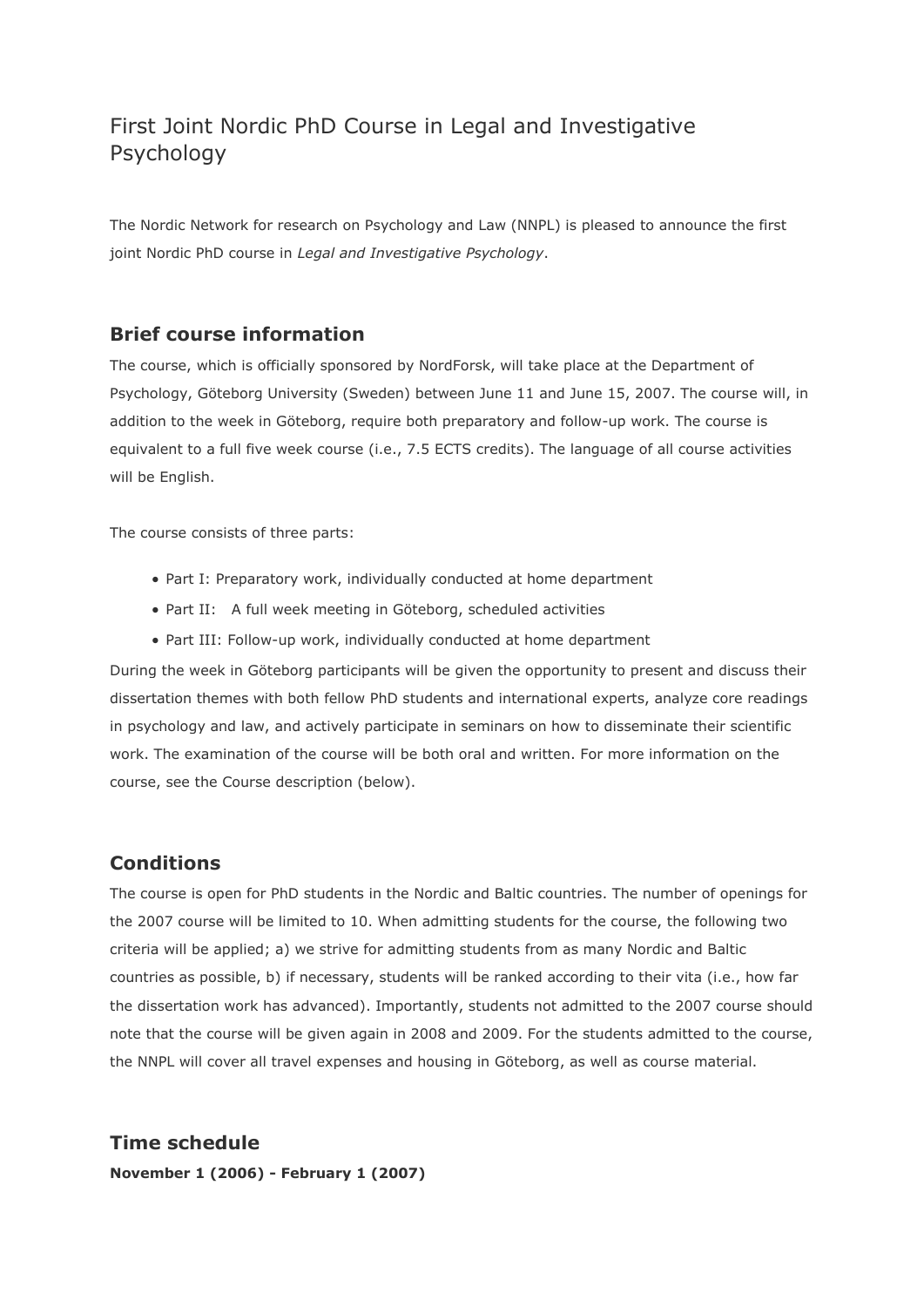# First Joint Nordic PhD Course in Legal and Investigative Psychology

The Nordic Network for research on Psychology and Law (NNPL) is pleased to announce the first joint Nordic PhD course in *Legal and Investigative Psychology*.

## Brief course information

The course, which is officially sponsored by NordForsk, will take place at the Department of Psychology, Göteborg University (Sweden) between June 11 and June 15, 2007. The course will, in addition to the week in Göteborg, require both preparatory and follow-up work. The course is equivalent to a full five week course (i.e., 7.5 ECTS credits). The language of all course activities will be English.

The course consists of three parts:

- Part I: Preparatory work, individually conducted at home department
- Part II: A full week meeting in Göteborg, scheduled activities
- Part III: Follow-up work, individually conducted at home department

During the week in Göteborg participants will be given the opportunity to present and discuss their dissertation themes with both fellow PhD students and international experts, analyze core readings in psychology and law, and actively participate in seminars on how to disseminate their scientific work. The examination of the course will be both oral and written. For more information on the course, see the Course description (below).

## Conditions

The course is open for PhD students in the Nordic and Baltic countries. The number of openings for the 2007 course will be limited to 10. When admitting students for the course, the following two criteria will be applied; a) we strive for admitting students from as many Nordic and Baltic countries as possible, b) if necessary, students will be ranked according to their vita (i.e., how far the dissertation work has advanced). Importantly, students not admitted to the 2007 course should note that the course will be given again in 2008 and 2009. For the students admitted to the course, the NNPL will cover all travel expenses and housing in Göteborg, as well as course material.

## Time schedule

**November 1 (2006) - February 1 (2007)**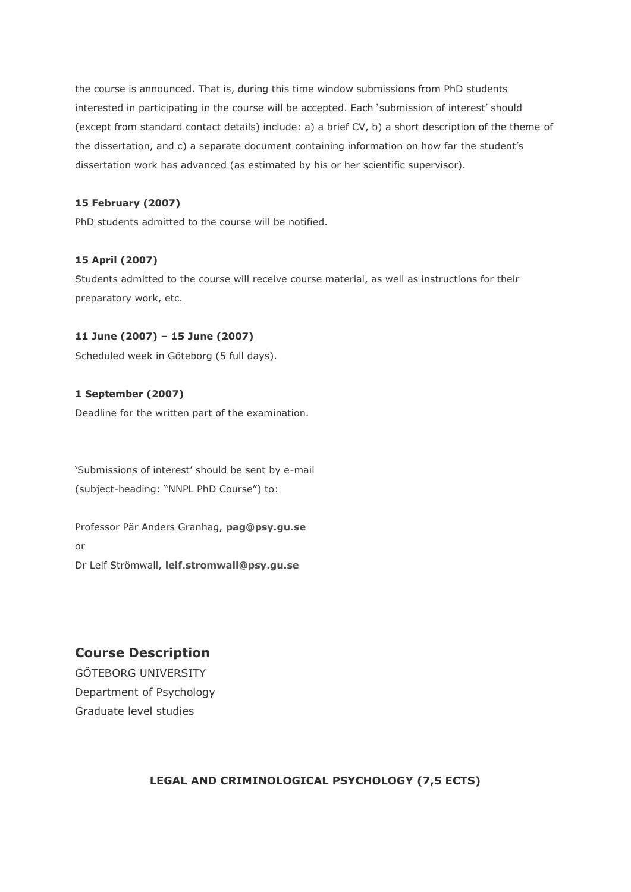the course is announced. That is, during this time window submissions from PhD students interested in participating in the course will be accepted. Each 'submission of interest' should (except from standard contact details) include: a) a brief CV, b) a short description of the theme of the dissertation, and c) a separate document containing information on how far the student's dissertation work has advanced (as estimated by his or her scientific supervisor).

**15 February (2007)**

PhD students admitted to the course will be notified.

**15 April (2007)**

Students admitted to the course will receive course material, as well as instructions for their preparatory work, etc.

**11 June (2007) – 15 June (2007)**

Scheduled week in Göteborg (5 full days).

**1 September (2007)**

Deadline for the written part of the examination.

'Submissions of interest' should be sent by e-mail (subject-heading: "NNPL PhD Course") to:

Professor Pär Anders Granhag, **pag@psy.gu.se**

or

Dr Leif Strömwall, **leif.stromwall@psy.gu.se**

## Course Description

GÖTEBORG UNIVERSITY
Department of Psychology
Graduate level studies

**LEGAL AND CRIMINOLOGICAL PSYCHOLOGY (7,5 ECTS)**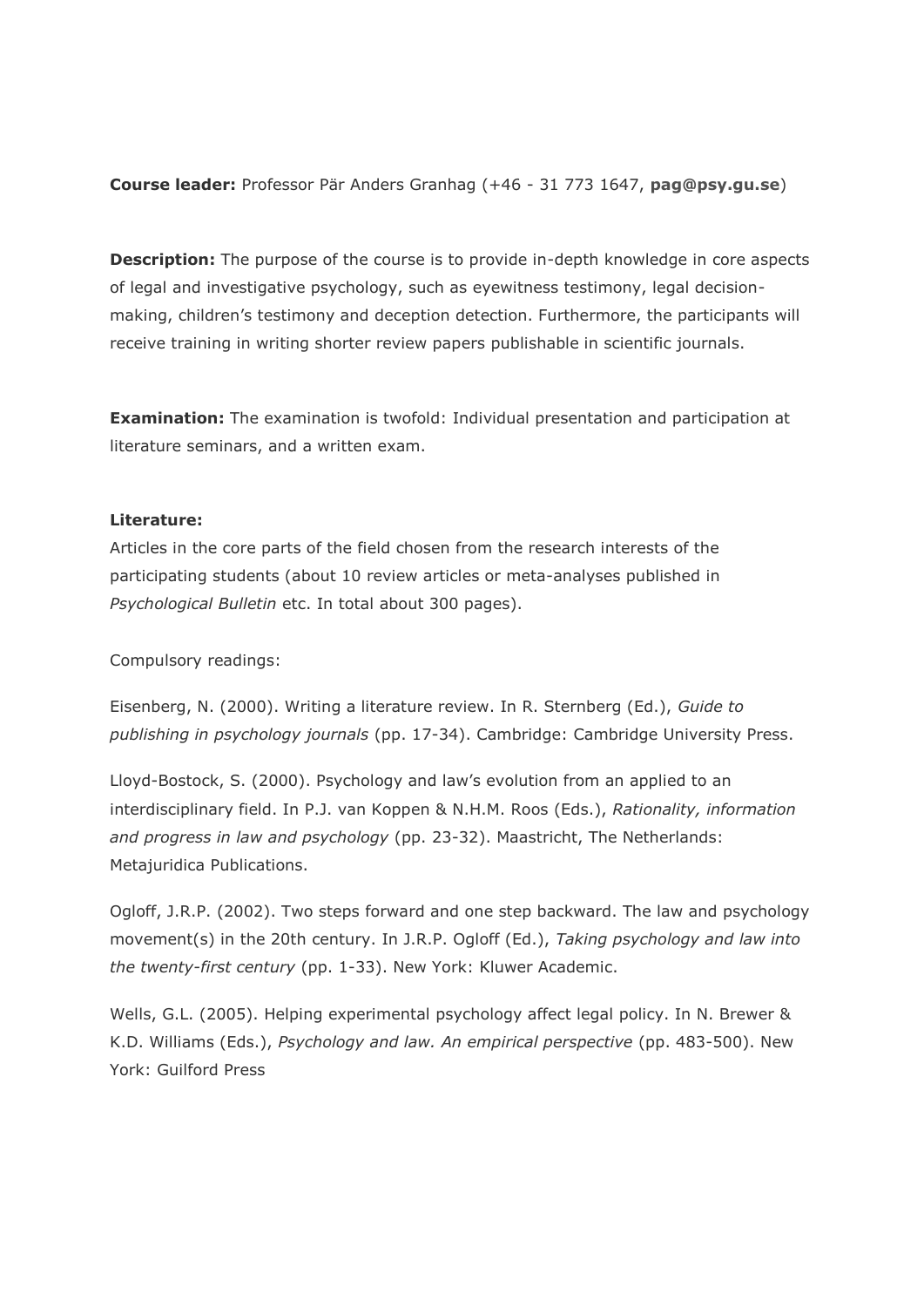**Course leader:** Professor Pär Anders Granhag (+46 - 31 773 1647, **pag@psy.gu.se**)

**Description:** The purpose of the course is to provide in-depth knowledge in core aspects of legal and investigative psychology, such as eyewitness testimony, legal decision-making, children's testimony and deception detection. Furthermore, the participants will receive training in writing shorter review papers publishable in scientific journals.

**Examination:** The examination is twofold: Individual presentation and participation at literature seminars, and a written exam.

**Literature:**

Articles in the core parts of the field chosen from the research interests of the participating students (about 10 review articles or meta-analyses published in *Psychological Bulletin* etc. In total about 300 pages).

Compulsory readings:

Eisenberg, N. (2000). Writing a literature review. In R. Sternberg (Ed.), *Guide to publishing in psychology journals* (pp. 17-34). Cambridge: Cambridge University Press.

Lloyd-Bostock, S. (2000). Psychology and law's evolution from an applied to an interdisciplinary field. In P.J. van Koppen & N.H.M. Roos (Eds.), *Rationality, information and progress in law and psychology* (pp. 23-32). Maastricht, The Netherlands: Metajuridica Publications.

Ogloff, J.R.P. (2002). Two steps forward and one step backward. The law and psychology movement(s) in the 20th century. In J.R.P. Ogloff (Ed.), *Taking psychology and law into the twenty-first century* (pp. 1-33). New York: Kluwer Academic.

Wells, G.L. (2005). Helping experimental psychology affect legal policy. In N. Brewer & K.D. Williams (Eds.), *Psychology and law. An empirical perspective* (pp. 483-500). New York: Guilford Press